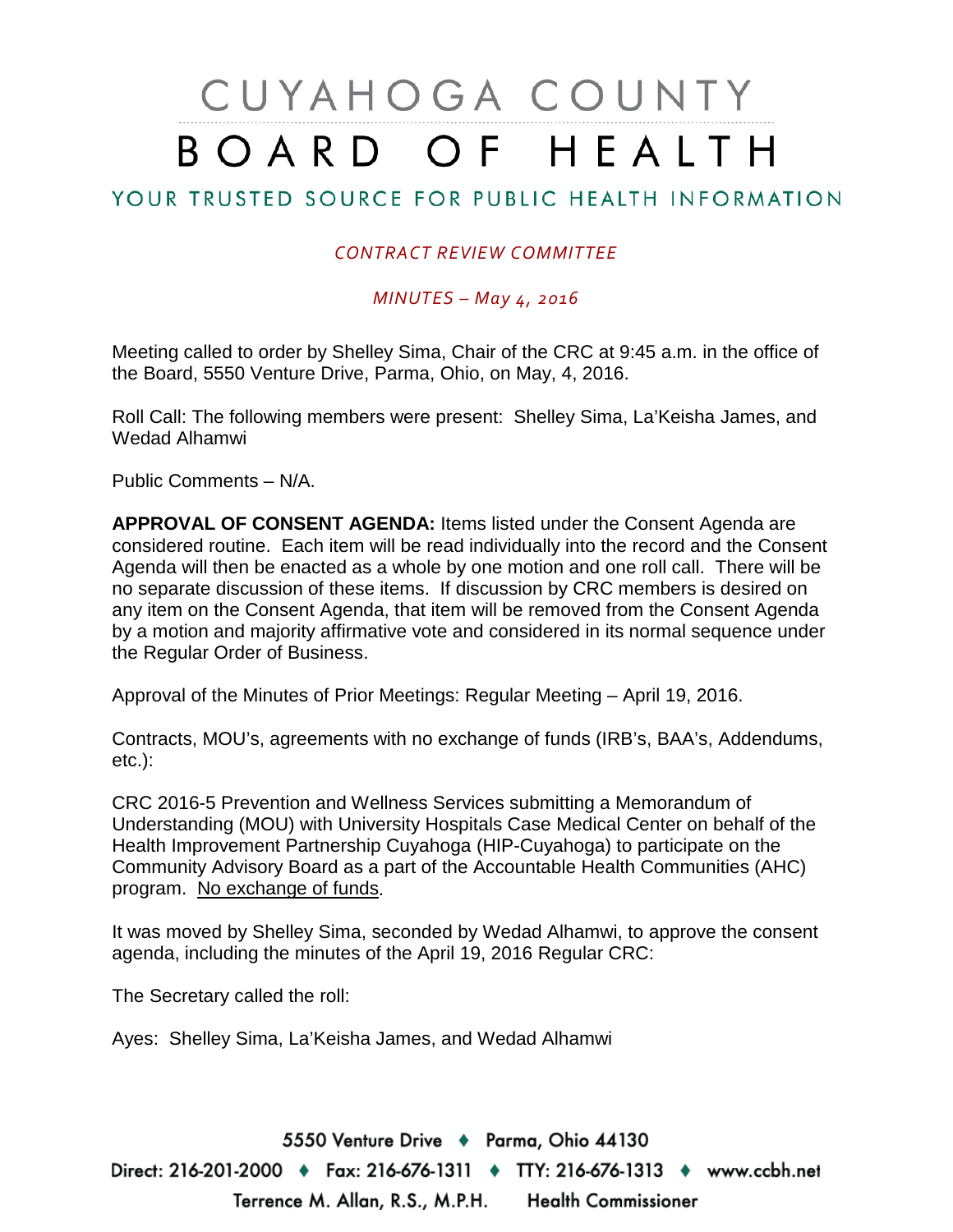# CUYAHOGA COUNTY BOARD OF HEALTH

## YOUR TRUSTED SOURCE FOR PUBLIC HEALTH INFORMATION

*CONTRACT REVIEW COMMITTEE*

*MINUTES – May 4, 2016*

Meeting called to order by Shelley Sima, Chair of the CRC at 9:45 a.m. in the office of the Board, 5550 Venture Drive, Parma, Ohio, on May, 4, 2016.

Roll Call: The following members were present: Shelley Sima, La'Keisha James, and Wedad Alhamwi

Public Comments – N/A.

**APPROVAL OF CONSENT AGENDA:** Items listed under the Consent Agenda are considered routine. Each item will be read individually into the record and the Consent Agenda will then be enacted as a whole by one motion and one roll call. There will be no separate discussion of these items. If discussion by CRC members is desired on any item on the Consent Agenda, that item will be removed from the Consent Agenda by a motion and majority affirmative vote and considered in its normal sequence under the Regular Order of Business.

Approval of the Minutes of Prior Meetings: Regular Meeting – April 19, 2016.

Contracts, MOU's, agreements with no exchange of funds (IRB's, BAA's, Addendums, etc.):

CRC 2016-5 Prevention and Wellness Services submitting a Memorandum of Understanding (MOU) with University Hospitals Case Medical Center on behalf of the Health Improvement Partnership Cuyahoga (HIP-Cuyahoga) to participate on the Community Advisory Board as a part of the Accountable Health Communities (AHC) program. No exchange of funds.

It was moved by Shelley Sima, seconded by Wedad Alhamwi, to approve the consent agenda, including the minutes of the April 19, 2016 Regular CRC:

The Secretary called the roll:

Ayes: Shelley Sima, La'Keisha James, and Wedad Alhamwi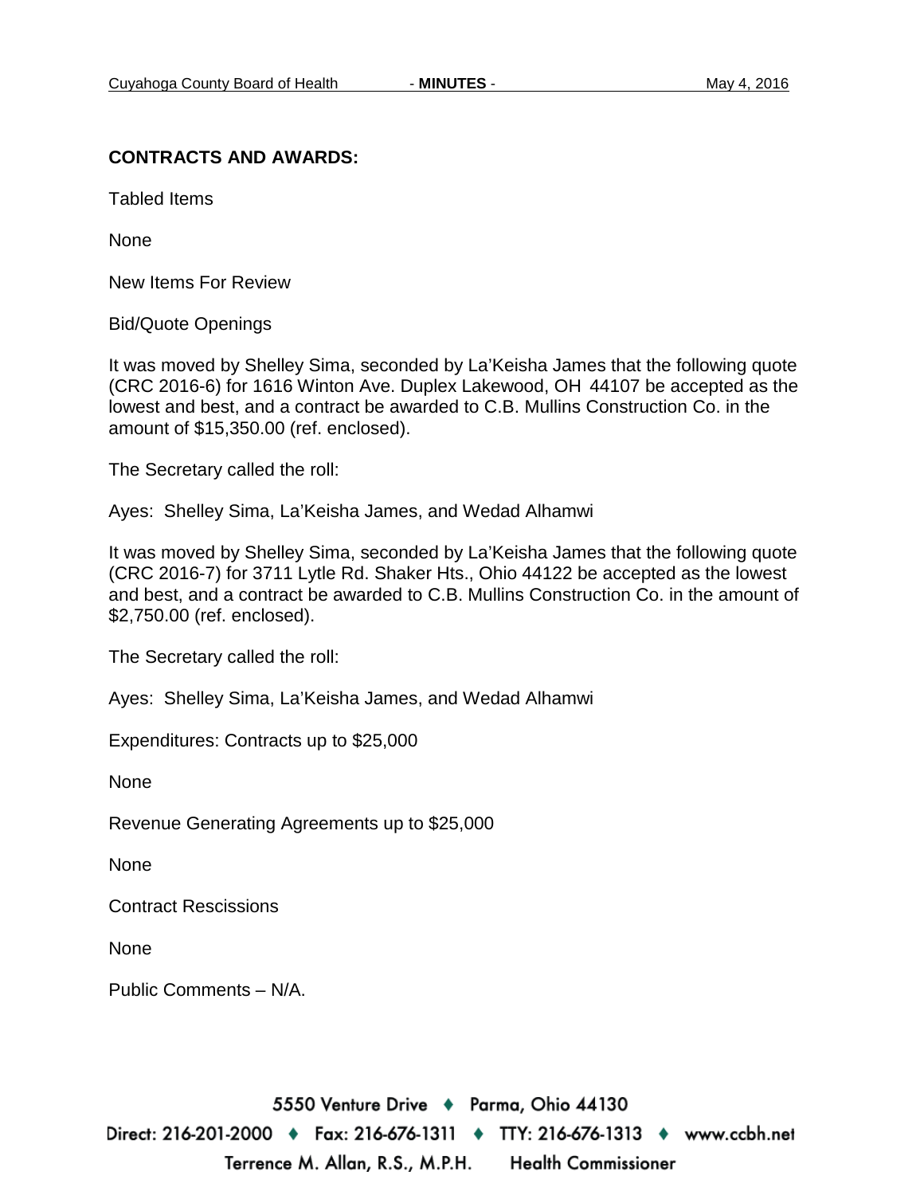**CONTRACTS AND AWARDS:**

Tabled Items

None

New Items For Review

Bid/Quote Openings

It was moved by Shelley Sima, seconded by La'Keisha James that the following quote (CRC 2016-6) for 1616 Winton Ave. Duplex Lakewood, OH 44107 be accepted as the lowest and best, and a contract be awarded to C.B. Mullins Construction Co. in the amount of $15,350.00 (ref. enclosed).

The Secretary called the roll:

Ayes: Shelley Sima, La'Keisha James, and Wedad Alhamwi

It was moved by Shelley Sima, seconded by La'Keisha James that the following quote (CRC 2016-7) for 3711 Lytle Rd. Shaker Hts., Ohio 44122 be accepted as the lowest and best, and a contract be awarded to C.B. Mullins Construction Co. in the amount of $2,750.00 (ref. enclosed).

The Secretary called the roll:

Ayes: Shelley Sima, La'Keisha James, and Wedad Alhamwi

Expenditures: Contracts up to $25,000

None

Revenue Generating Agreements up to $25,000

None

Contract Rescissions

None

Public Comments – N/A.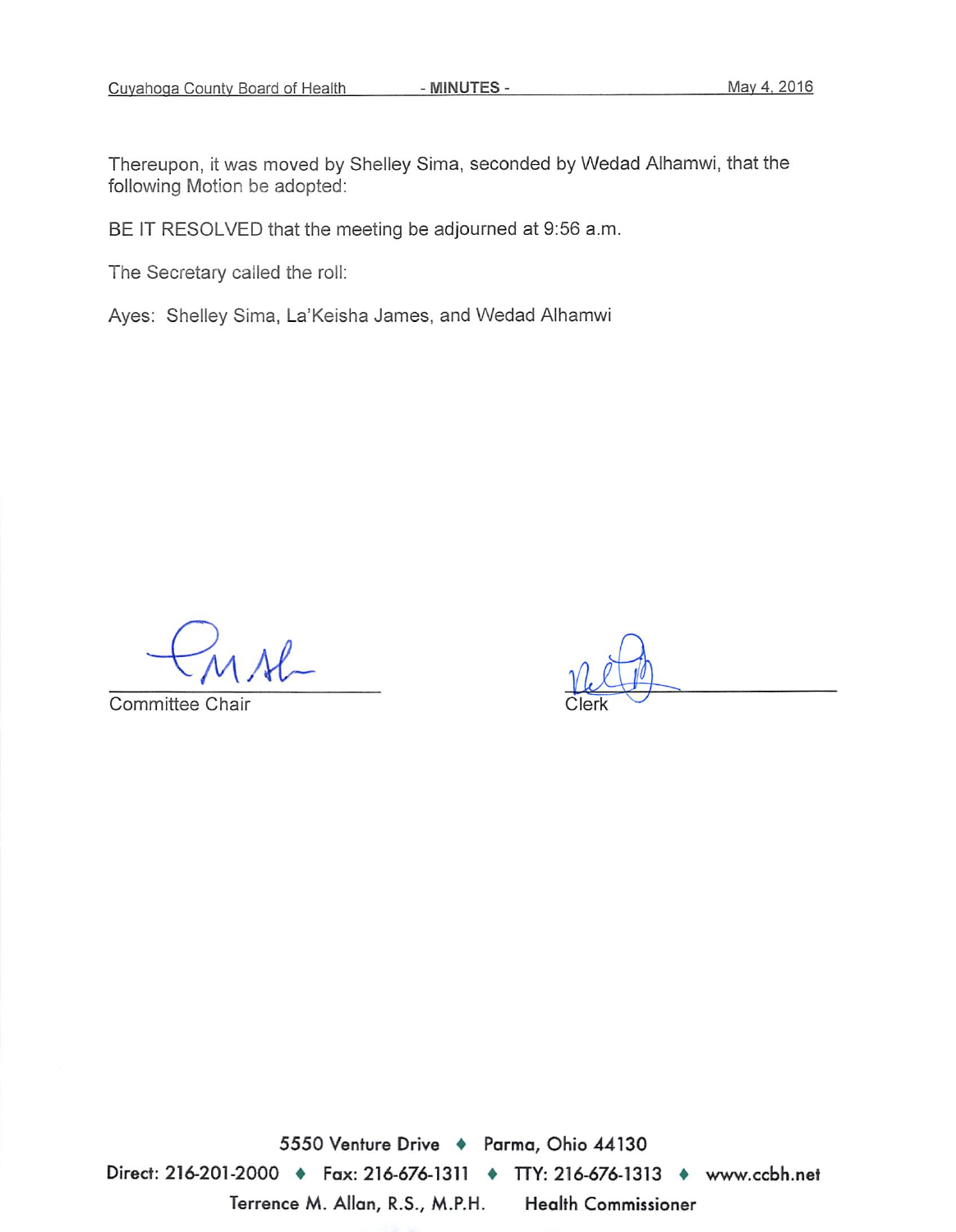Thereupon, it was moved by Shelley Sima, seconded by Wedad Alhamwi, that the following Motion be adopted:

BE IT RESOLVED that the meeting be adjourned at 9:56 a.m.

The Secretary called the roll:

Ayes: Shelley Sima, La'Keisha James, and Wedad Alhamwi

Committee Chair

Clerk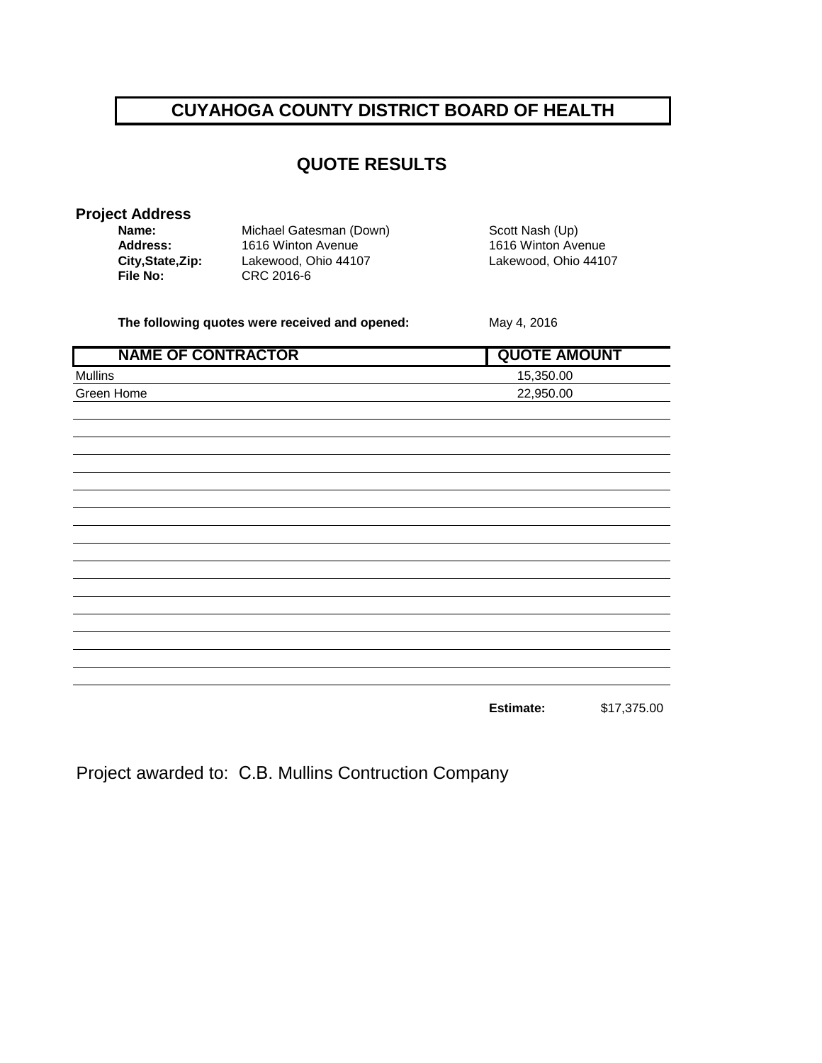# CUYAHOGA COUNTY DISTRICT BOARD OF HEALTH

## QUOTE RESULTS

**Project Address**

| | | |
|---|---|---|
| **Name:** | Michael Gatesman (Down) | Scott Nash (Up) |
| **Address:** | 1616 Winton Avenue | 1616 Winton Avenue |
| **City,State,Zip:** | Lakewood, Ohio 44107 | Lakewood, Ohio 44107 |
| **File No:** | CRC 2016-6 | |

**The following quotes were received and opened:** May 4, 2016

| NAME OF CONTRACTOR | QUOTE AMOUNT |
|---|---|
| Mullins | 15,350.00 |
| Green Home | 22,950.00 |

**Estimate:** $17,375.00

Project awarded to: C.B. Mullins Contruction Company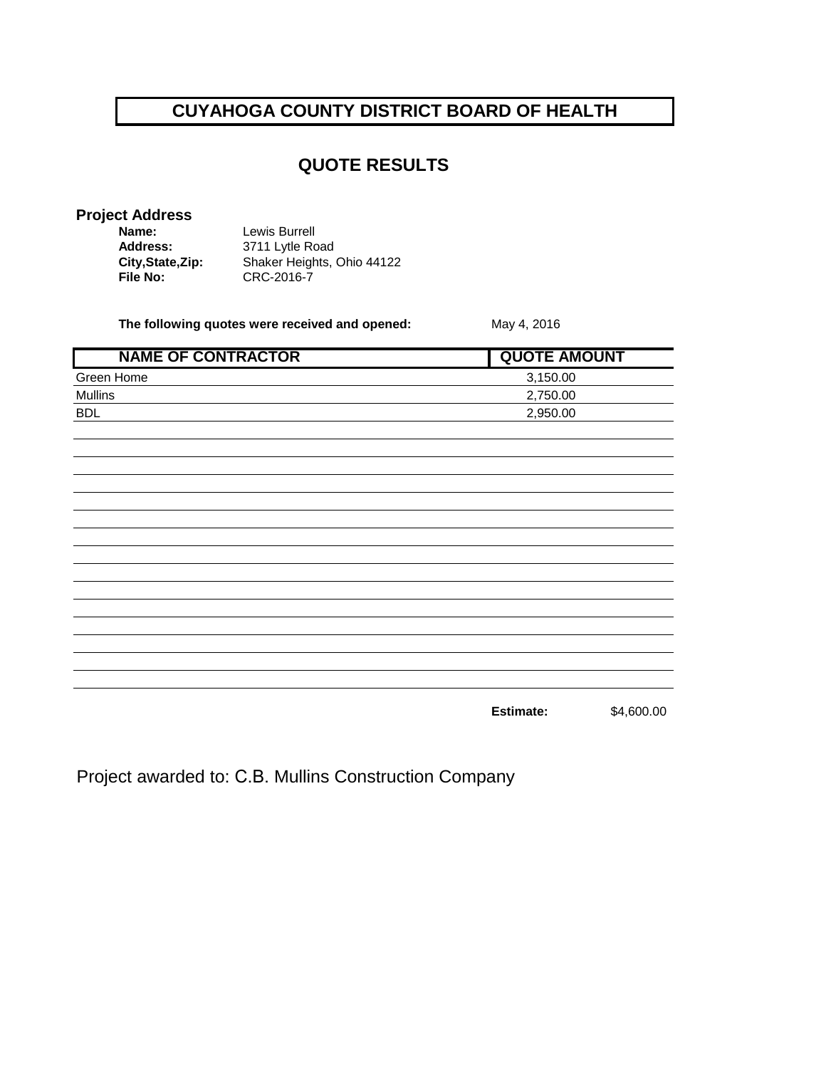# CUYAHOGA COUNTY DISTRICT BOARD OF HEALTH

## QUOTE RESULTS

**Project Address**

**Name:** Lewis Burrell
**Address:** 3711 Lytle Road
**City,State,Zip:** Shaker Heights, Ohio 44122
**File No:** CRC-2016-7

**The following quotes were received and opened:** May 4, 2016

| NAME OF CONTRACTOR | QUOTE AMOUNT |
|---|---|
| Green Home | 3,150.00 |
| Mullins | 2,750.00 |
| BDL | 2,950.00 |

**Estimate:** $4,600.00

Project awarded to: C.B. Mullins Construction Company